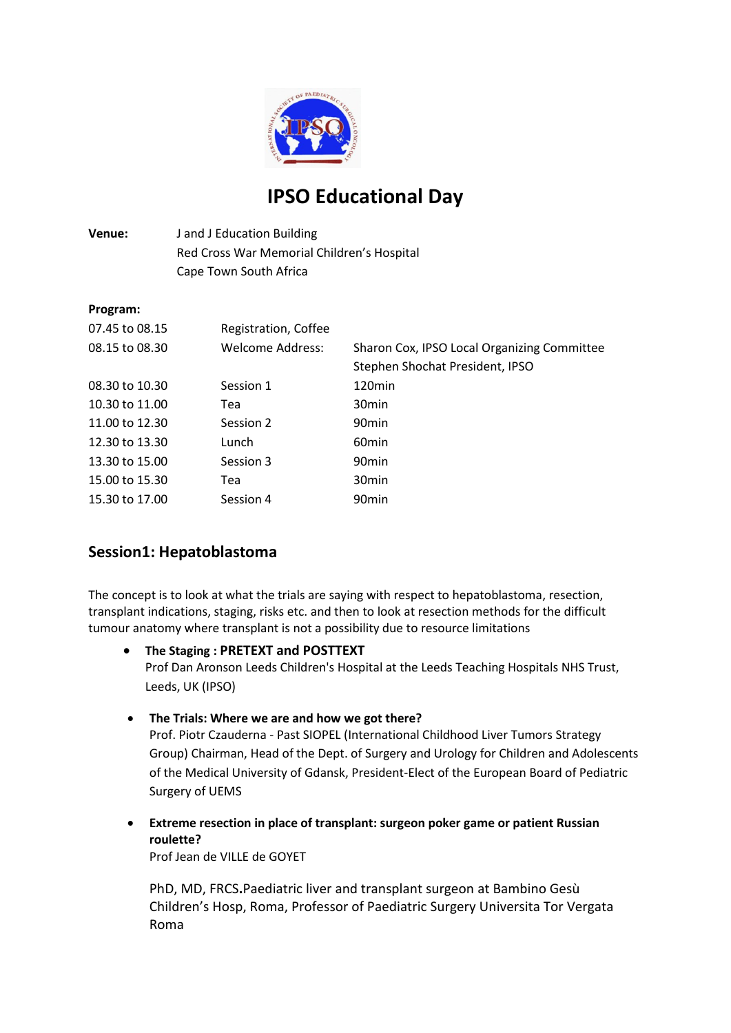# IPSO Educational Day

**Venue:** J and J Education Building
Red Cross War Memorial Children's Hospital
Cape Town South Africa

**Program:**

| | | |
|---|---|---|
| 07.45 to 08.15 | Registration, Coffee | |
| 08.15 to 08.30 | Welcome Address: | Sharon Cox, IPSO Local Organizing Committee<br>Stephen Shochat President, IPSO |
| 08.30 to 10.30 | Session 1 | 120min |
| 10.30 to 11.00 | Tea | 30min |
| 11.00 to 12.30 | Session 2 | 90min |
| 12.30 to 13.30 | Lunch | 60min |
| 13.30 to 15.00 | Session 3 | 90min |
| 15.00 to 15.30 | Tea | 30min |
| 15.30 to 17.00 | Session 4 | 90min |

## Session1: Hepatoblastoma

The concept is to look at what the trials are saying with respect to hepatoblastoma, resection, transplant indications, staging, risks etc. and then to look at resection methods for the difficult tumour anatomy where transplant is not a possibility due to resource limitations

- **The Staging : PRETEXT and POSTTEXT**
  Prof Dan Aronson Leeds Children's Hospital at the Leeds Teaching Hospitals NHS Trust, Leeds, UK (IPSO)

- **The Trials: Where we are and how we got there?**
  Prof. Piotr Czauderna - Past SIOPEL (International Childhood Liver Tumors Strategy Group) Chairman, Head of the Dept. of Surgery and Urology for Children and Adolescents of the Medical University of Gdansk, President-Elect of the European Board of Pediatric Surgery of UEMS

- **Extreme resection in place of transplant: surgeon poker game or patient Russian roulette?**
  Prof Jean de VILLE de GOYET

  PhD, MD, FRCS**.**Paediatric liver and transplant surgeon at Bambino Gesù Children's Hosp, Roma, Professor of Paediatric Surgery Universita Tor Vergata Roma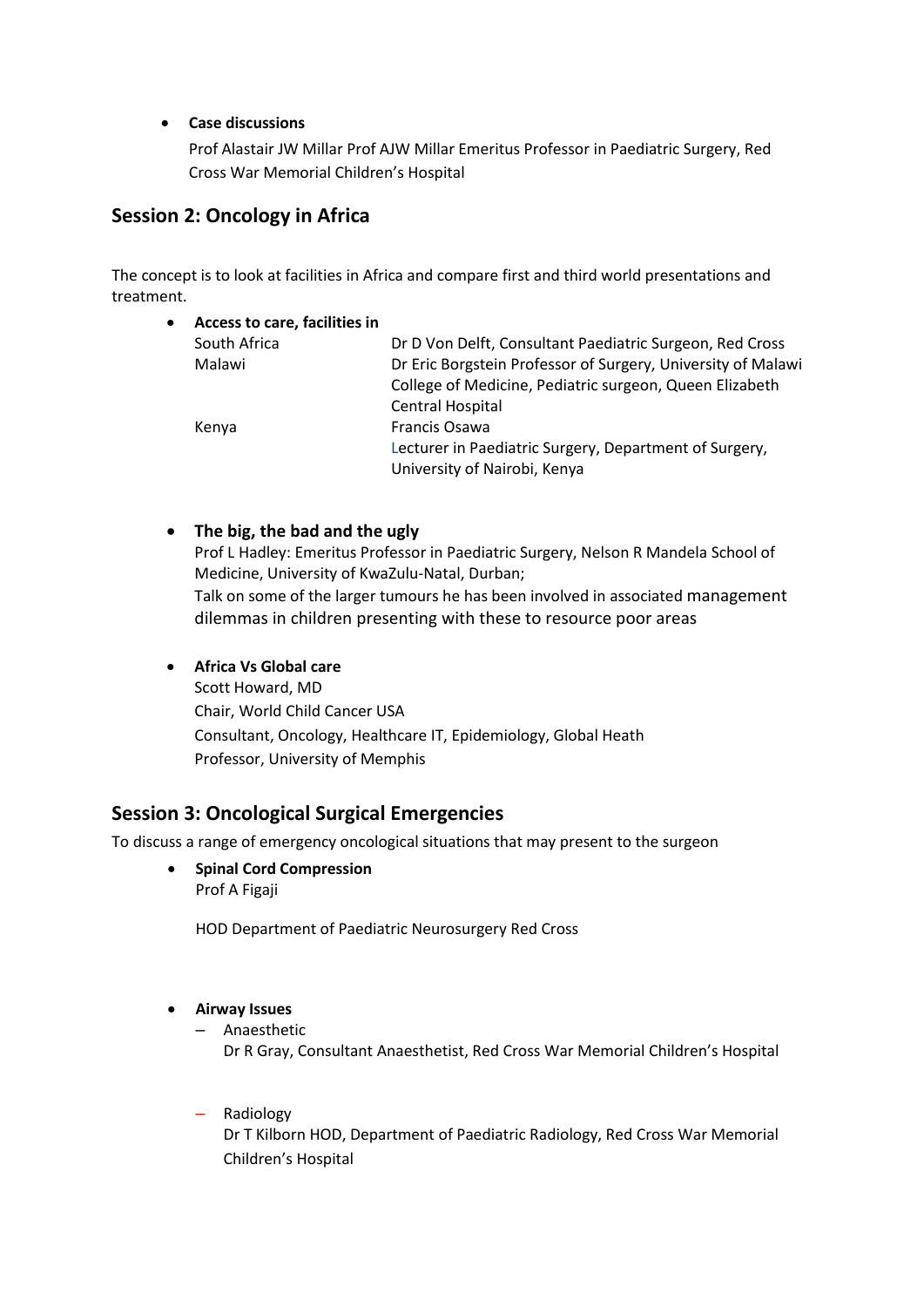- **Case discussions**

  Prof Alastair JW Millar Prof AJW Millar Emeritus Professor in Paediatric Surgery, Red Cross War Memorial Children's Hospital

## Session 2: Oncology in Africa

The concept is to look at facilities in Africa and compare first and third world presentations and treatment.

- **Access to care, facilities in**

| | |
|---|---|
| South Africa | Dr D Von Delft, Consultant Paediatric Surgeon, Red Cross |
| Malawi | Dr Eric Borgstein Professor of Surgery, University of Malawi College of Medicine, Pediatric surgeon, Queen Elizabeth Central Hospital |
| Kenya | Francis Osawa<br>Lecturer in Paediatric Surgery, Department of Surgery, University of Nairobi, Kenya |

- **The big, the bad and the ugly**

  Prof L Hadley: Emeritus Professor in Paediatric Surgery, Nelson R Mandela School of Medicine, University of KwaZulu-Natal, Durban;

  Talk on some of the larger tumours he has been involved in associated management dilemmas in children presenting with these to resource poor areas

- **Africa Vs Global care**

  Scott Howard, MD

  Chair, World Child Cancer USA

  Consultant, Oncology, Healthcare IT, Epidemiology, Global Heath

  Professor, University of Memphis

## Session 3: Oncological Surgical Emergencies

To discuss a range of emergency oncological situations that may present to the surgeon

- **Spinal Cord Compression**

  Prof A Figaji

  HOD Department of Paediatric Neurosurgery Red Cross

- **Airway Issues**
  - Anaesthetic

    Dr R Gray, Consultant Anaesthetist, Red Cross War Memorial Children's Hospital

  - Radiology

    Dr T Kilborn HOD, Department of Paediatric Radiology, Red Cross War Memorial Children's Hospital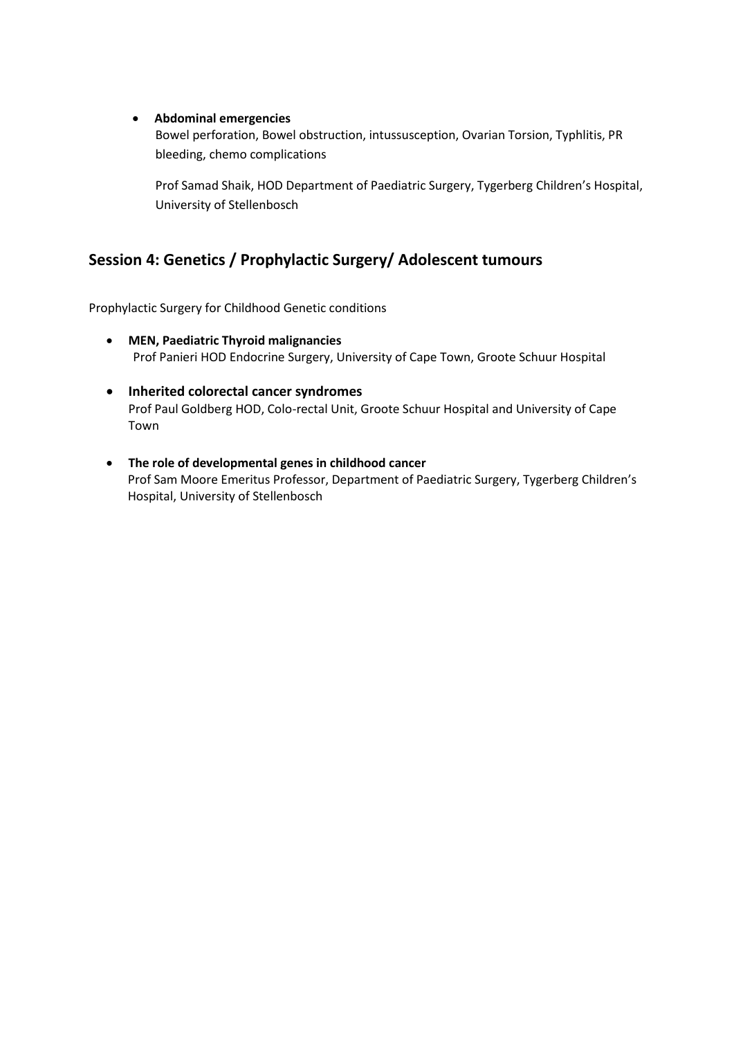- **Abdominal emergencies**

  Bowel perforation, Bowel obstruction, intussusception, Ovarian Torsion, Typhlitis, PR bleeding, chemo complications

  Prof Samad Shaik, HOD Department of Paediatric Surgery, Tygerberg Children's Hospital, University of Stellenbosch

## Session 4: Genetics / Prophylactic Surgery/ Adolescent tumours

Prophylactic Surgery for Childhood Genetic conditions

- **MEN, Paediatric Thyroid malignancies**
  Prof Panieri HOD Endocrine Surgery, University of Cape Town, Groote Schuur Hospital

- **Inherited colorectal cancer syndromes**
  Prof Paul Goldberg HOD, Colo-rectal Unit, Groote Schuur Hospital and University of Cape Town

- **The role of developmental genes in childhood cancer**
  Prof Sam Moore Emeritus Professor, Department of Paediatric Surgery, Tygerberg Children's Hospital, University of Stellenbosch